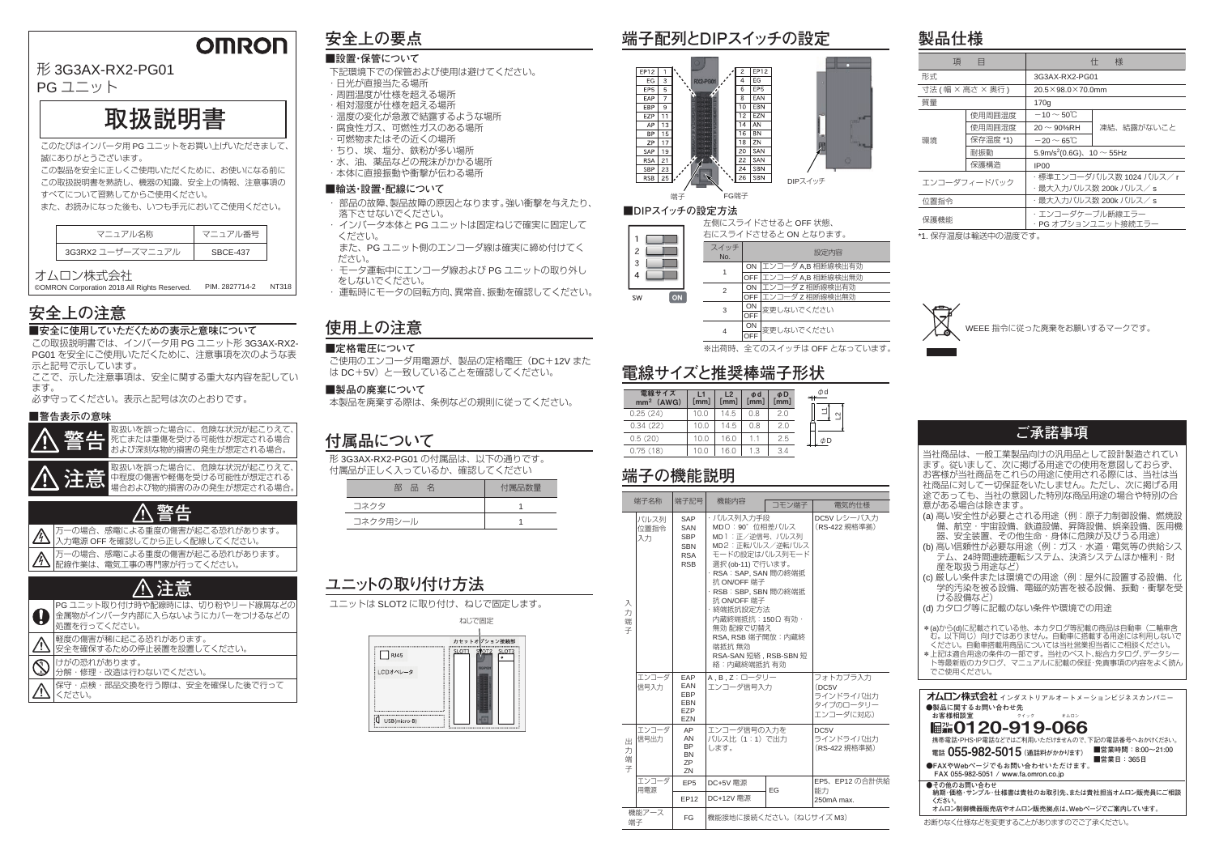OMRON

形 3G3AX-RX2-PG01
PG ユニット

# 取扱説明書

このたびはインバータ用 PG ユニットをお買い上げいただきまして、誠にありがとうございます。
この製品を安全に正しくご使用いただくために、お使いになる前にこの取扱説明書を熟読し、機器の知識、安全上の情報、注意事項のすべてについて習熟してからご使用ください。
また、お読みになった後も、いつも手元においてご使用ください。

| マニュアル名称 | マニュアル番号 |
|---|---|
| 3G3RX2 ユーザーズマニュアル | SBCE-437 |

オムロン株式会社
©OMRON Corporation 2018 All Rights Reserved.　PIM. 2827714-2　NT318

## 安全上の注意

■安全に使用していただくための表示と意味について

この取扱説明書では、インバータ用 PG ユニット形 3G3AX-RX2-PG01を安全にご使用いただくために、注意事項を次のような表示と記号で示しています。
ここで、示した注意事項は、安全に関する重大な内容を記しています。
必ず守ってください。表示と記号は次のとおりです。

■警告表示の意味

| | |
|---|---|
| ⚠ 警告 | 取扱いを誤った場合に、危険な状況が起こりえて、死亡または重傷を受ける可能性が想定される場合および深刻な物的損害の発生が想定される場合。 |
| ⚠ 注意 | 取扱いを誤った場合に、危険な状況が起こりえて、中程度の傷害や軽傷を受ける可能性が想定される場合および物的損害のみの発生が想定される場合。 |

### ⚠ 警告

- 万一の場合、感電による重度の傷害が起こる恐れがあります。入力電源 OFF を確認してから正しく配線してください。
- 万一の場合、感電による重度の傷害が起こる恐れがあります。配線作業は、電工事の専門家が行ってください。

### ⚠ 注意

- PG ユニット取り付け時や配線時には、切り粉やリード線屑などの金属物がインバータ内部に入らないようにカバーをつけるなどの処置を行ってください。
- 軽度の傷害が稀に起こる恐れがあります。安全を確保するための停止装置を設置してください。
- けがの恐れがあります。分解・修理・改造は行わないでください。
- 保守・点検・部品交換を行う際は、安全を確保した上で行ってください。

## 安全上の要点

■設置・保管について

下記環境下での保管および使用は避けてください。
- 日光が直接当たる場所
- 周囲温度が仕様を超える場所
- 相対湿度が仕様を超える場所
- 温度の変化が急激で結露するような場所
- 腐食性ガス、可燃性ガスのある場所
- 可燃物またはその近くの場所
- ちり、埃、塩分、鉄粉が多い場所
- 水、油、薬品などの飛沫がかかる場所
- 本体に直接振動や衝撃が伝わる場所

■輸送・設置・配線について

- 部品の故障、製品故障の原因となります。強い衝撃を与えたり、落下させないでください。
- インバータ本体と PG ユニットは固定ねじで確実に固定してください。
  また、PG ユニット側のエンコーダ線は確実に締め付けてください。
- モータ運転中にエンコーダ線および PG ユニットの取り外しをしないでください。
- 運転時にモータの回転方向、異常音、振動を確認してください。

## 使用上の注意

■定格電圧について

ご使用のエンコーダ用電源が、製品の定格電圧（DC＋12V または DC＋5V）と一致していることを確認してください。

■製品の廃棄について

本製品を廃棄する際は、条例などの規則に従ってください。

## 付属品について

形 3G3AX-RX2-PG01 の付属品は、以下の通りです。
付属品が正しく入っているか、確認してください

| 部 品 名 | 付属品数量 |
|---|---|
| コネクタ | 1 |
| コネクタ用シール | 1 |

## ユニットの取り付け方法

ユニットは SLOT2 に取り付け、ねじで固定します。

ねじで固定

## 端子配列とDIPスイッチの設定

| | | | |
|---|---|---|---|
| EP12 | 1 | 2 | EP12 |
| EG | 3 | 4 | EG |
| EP5 | 5 | 6 | EP5 |
| EAP | 7 | 8 | EAN |
| EBP | 9 | 10 | EBN |
| EZP | 11 | 12 | EZN |
| AP | 13 | 14 | AN |
| BP | 15 | 16 | BN |
| ZP | 17 | 18 | ZN |
| SAP | 19 | 20 | SAN |
| RSA | 21 | 22 | SAN |
| SBP | 23 | 24 | SBN |
| RSB | 25 | 26 | SBN |

端子　FG端子　DIPスイッチ

■DIPスイッチの設定方法

左側にスライドさせると OFF 状態、右にスライドさせると ON となります。

| スイッチNo. | | 設定内容 |
|---|---|---|
| 1 | ON | エンコーダ A,B 相断線検出有効 |
| | OFF | エンコーダ A,B 相断線検出無効 |
| 2 | ON | エンコーダ Z 相断線検出有効 |
| | OFF | エンコーダ Z 相断線検出無効 |
| 3 | ON | 変更しないでください |
| | OFF | |
| 4 | ON | 変更しないでください |
| | OFF | |

※出荷時、全てのスイッチは OFF となっています。

## 電線サイズと推奨棒端子形状

| 電線サイズ mm² (AWG) | L1 [mm] | L2 [mm] | φd [mm] | φD [mm] |
|---|---|---|---|---|
| 0.25 (24) | 10.0 | 14.5 | 0.8 | 2.0 |
| 0.34 (22) | 10.0 | 14.5 | 0.8 | 2.0 |
| 0.5 (20) | 10.0 | 16.0 | 1.1 | 2.5 |
| 0.75 (18) | 10.0 | 16.0 | 1.3 | 3.4 |

## 端子の機能説明

| | 端子名称 | 端子記号 | 機能内容 | コモン端子 | 電気的仕様 |
|---|---|---|---|---|---|
| 入力端子 | パルス列位置指令入力 | SAP SAN SBP SBN RSA RSB | ・パルス列入力手段<br>MD0：90°位相差パルス<br>MD1：正／逆信号、パルス列<br>MD2：正転パルス／逆転パルス<br>モードの設定はパルス列モード選択 (ob-11) で行います。<br>・RSA：SAP, SAN 間の終端抵抗 ON/OFF 端子<br>・RSB：SBP, SBN 間の終端抵抗 ON/OFF 端子<br>・終端抵抗設定方法<br>内蔵終端抵抗：150Ω 有効・無効 配線で切替え<br>RSA, RSB 端子開放：内蔵終端抵抗 無効<br>RSA-SAN 短絡，RSB-SBN 短絡：内蔵終端抵抗 有効 | | DC5V レシーバ入力（RS-422 規格準拠） |
| | エンコーダ信号入力 | EAP EAN EBP EBN EZP EZN | A，B，Z：ロータリーエンコーダ信号入力 | | フォトカプラ入力（DC5V ラインドライバ出力タイプのロータリーエンコーダに対応） |
| 出力端子 | エンコーダ信号出力 | AP AN BP BN ZP ZN | エンコーダ信号の入力をパルス比（1：1）で出力します。 | | DC5V ラインドライバ出力（RS-422 規格準拠） |
| | エンコーダ用電源 | EP5 | DC+5V 電源 | EG | EP5、EP12 の合計供給能力 250mA max. |
| | | EP12 | DC+12V 電源 | | |
| | 機能アース端子 | FG | 機能接地に接続ください。（ねじサイズ M3） | | |

## 製品仕様

| 項 目 | | 仕 様 | |
|---|---|---|---|
| 形式 | | 3G3AX-RX2-PG01 | |
| 寸法（幅 × 高さ × 奥行） | | 20.5×98.0×70.0mm | |
| 質量 | | 170g | |
| 環境 | 使用周囲温度 | −10 ～ 50℃ | |
| | 使用周囲湿度 | 20 ～ 90%RH | 凍結、結露がないこと |
| | 保存温度 *1) | −20 ～ 65℃ | |
| | 耐振動 | 5.9m/s²(0.6G)、10 ～ 55Hz | |
| | 保護構造 | IP00 | |
| エンコーダフィードバック | | ・標準エンコーダパルス数 1024 パルス／ r<br>・最大入力パルス数 200k パルス／ s | |
| 位置指令 | | ・最大入力パルス数 200k パルス／ s | |
| 保護機能 | | ・エンコーダケーブル断線エラー<br>・PG オプションユニット接続エラー | |

*1. 保存温度は輸送中の温度です。

WEEE 指令に従った廃棄をお願いするマークです。

## ご承諾事項

当社商品は、一般工業製品向けの汎用品として設計製造されています。従いまして、次に掲げる用途での使用を意図しておらず、お客様が当社商品をこれらの用途に使用される際には、当社は当社商品に対して一切保証をいたしません。ただし、次に掲げる用途であっても、当社の意図した特別な商品用途の場合や特別の合意がある場合は除きます。
(a) 高い安全性が必要とされる用途（例：原子力制御設備、燃焼設備、航空・宇宙設備、鉄道設備、昇降設備、娯楽設備、医用機器、安全装置、その他生命・身体に危険が及びうる用途）
(b) 高い信頼性が必要な用途（例：ガス・水道・電気等の供給システム、24時間連続運転システム、決済システムほか権利・財産を取扱う用途など）
(c) 厳しい条件または環境での用途（例：屋外に設置する設備、化学的汚染を被る設備、電磁的妨害を被る設備、振動・衝撃を受ける設備など）
(d) カタログ等に記載のない条件や環境での用途

＊(a)から(d)に記載されている他、本カタログ等記載の商品は自動車（二輪車含む。以下同じ）向けではありません。自動車に搭載する用途には利用しないでください。自動車搭載用商品については当社営業担当者にご相談ください。
＊上記は適合用途の条件の一部です。当社のベスト、総合カタログ、データシート等最新版のカタログ、マニュアルに記載の保証・免責事項の内容をよく読んでご使用ください。

**オムロン株式会社** インダストリアルオートメーションビジネスカンパニー
●製品に関するお問い合わせ先
お客様相談室
フリーコール 0120-919-066
携帯電話・PHS・IP電話などではご利用いただけませんので、下記の電話番号へおかけください。
電話 055-982-5015（通話料がかかります）　■営業時間：8:00～21:00　■営業日：365日
●FAXやWebページでもお問い合わせいただけます。
FAX 055-982-5051 / www.fa.omron.co.jp
●その他のお問い合わせ
納期・価格・サンプル・仕様書は貴社のお取引先、または貴社担当オムロン販売員にご相談ください。
オムロン制御機器販売店やオムロン販売拠点は、Webページでご案内しています。

お断りなく仕様などを変更することがありますのでご了承ください。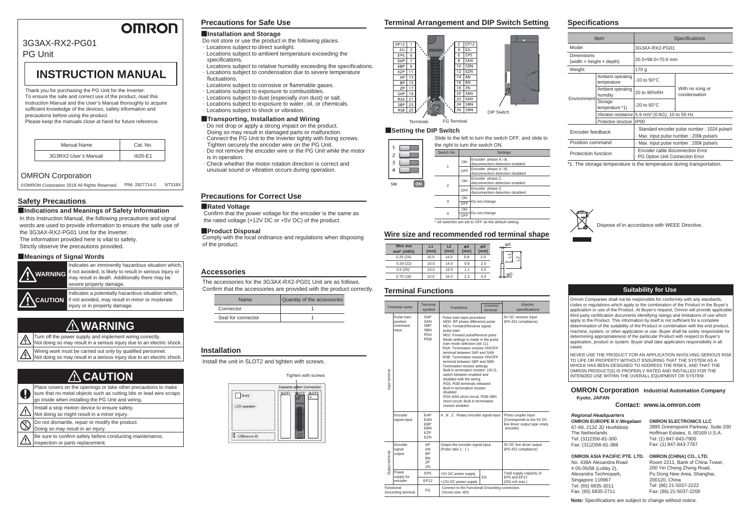# OMRON

## 3G3AX-RX2-PG01
## PG Unit

# INSTRUCTION MANUAL

Thank you for purchasing the PG Unit for the Inverter.
To ensure the safe and correct use of the product, read this Instruction Manual and the User's Manual thoroughly to acquire sufficient knowledge of the devices, safety information and precautions before using the product.
Please keep the manuals close at hand for future reference.

| Manual Name | Cat. No. |
|---|---|
| 3G3RX2 User's Manual | I620-E1 |

OMRON Corporation

©OMRON Corporation 2018 All Rights Reserved. PIM. 2827714-2 NT318X

## Safety Precautions

### ■Indications and Meanings of Safety Information

In this Instruction Manual, the following precautions and signal words are used to provide information to ensure the safe use of the 3G3AX-RX2-PG01 Unit for the Inverter.
The information provided here is vital to safety.
Strictly observe the precautions provided.

### ■Meanings of Signal Words

| | |
|---|---|
| WARNING | Indicates an imminently hazardous situation which, if not avoided, is likely to result in serious injury or may result in death. Additionally there may be severe property damage. |
| CAUTION | Indicates a potentially hazardous situation which, if not avoided, may result in minor or moderate injury or in property damage. |

## ⚠ WARNING

- Turn off the power supply and implement wiring correctly. Not doing so may result in a serious injury due to an electric shock.
- Wiring work must be carried out only by qualified personnel. Not doing so may result in a serious injury due to an electric shock.

## ⚠ CAUTION

- Place covers on the openings or take other precautions to make sure that no metal objects such as cutting bits or lead wire scraps go inside when installing the PG Unit and wiring.
- Install a stop motion device to ensure safety. Not doing so might result in a minor injury.
- Do not dismantle, repair or modify the product. Doing so may result in an injury.
- Be sure to confirm safety before conducting maintenance, inspection or parts replacement.

## Precautions for Safe Use

### ■Installation and Storage

Do not store or use the product in the following places.

- Locations subject to direct sunlight.
- Locations subject to ambient temperature exceeding the specifications.
- Locations subject to relative humidity exceeding the specifications.
- Locations subject to condensation due to severe temperature fluctuations.
- Locations subject to corrosive or flammable gases.
- Locations subject to exposure to combustibles.
- Locations subject to dust (especially iron dust) or salt.
- Locations subject to exposure to water, oil, or chemicals.
- Locations subject to shock or vibration.

### ■Transporting, Installation and Wiring

- Do not drop or apply a strong impact on the product. Doing so may result in damaged parts or malfunction.
- Connect the PG Unit to the Inverter tightly with fixing screws. Tighten securely the encoder wire on the PG Unit.
- Do not remove the encoder wire or the PG Unit while the motor is in operation.
- Check whether the motor rotation direction is correct and unusual sound or vibration occurs during operation.

## Precautions for Correct Use

### ■Rated Voltage

Confirm that the power voltage for the encoder is the same as the rated voltage (+12V DC or +5V DC) of the product.

### ■Product Disposal

Comply with the local ordinance and regulations when disposing of the product.

## Accessories

The accessories for the 3G3AX-RX2-PG01 Unit are as follows.
Confirm that the accessories are provided with the product correctly.

| Name | Quantity of the accessories |
|---|---|
| Connector | 1 |
| Seal for connector | 1 |

## Installation

Install the unit in SLOT2 and tighten with screws.

Tighten with screws

RJ45

LCD operator

USB(micro-B)

Cassette option Connection

SLOT1 SLOT2 SLOT3

## Terminal Arrangement and DIP Switch Setting

| | | | |
|---|---|---|---|
| EP12 | 1 | 2 | EP12 |
| EG | 3 | 4 | EG |
| EP5 | 5 | 6 | EP5 |
| EAP | 7 | 8 | EAN |
| EBP | 9 | 10 | EBN |
| EZP | 11 | 12 | EZN |
| AP | 13 | 14 | AN |
| BP | 15 | 16 | BN |
| ZP | 17 | 18 | ZN |
| SAP | 19 | 20 | SAN |
| RSA | 21 | 22 | SAN |
| SBP | 23 | 24 | SBN |
| RSB | 25 | 26 | SBN |

Terminals FG Terminal DIP Switch

### ■Setting the DIP Switch

Slide to the left to turn the switch OFF, and slide to the right to turn the switch ON.

SW ON

| Switch No. | | Settings |
|---|---|---|
| 1 | ON | Encoder phase A / B, disconnection detection enabled |
| | OFF | Encoder phase A / B, disconnection detection disabled |
| 2 | ON | Encoder phase Z, disconnection detection enabled |
| | OFF | Encoder phase Z, disconnection detection disabled |
| 3 | ON | Do not change |
| | OFF | |
| 4 | ON | Do not change |
| | OFF | |

\* All switches are set to OFF as the default setting.

## Wire size and recommended rod terminal shape

| Wire size mm² (AWG) | L1 [mm] | L2 [mm] | φd [mm] | φD [mm] |
|---|---|---|---|---|
| 0.25 (24) | 10.0 | 14.5 | 0.8 | 2.0 |
| 0.34 (22) | 10.0 | 14.5 | 0.8 | 2.0 |
| 0.5 (20) | 10.0 | 16.0 | 1.1 | 2.5 |
| 0.75 (18) | 10.0 | 16.0 | 1.3 | 3.4 |

## Terminal Functions

| | Terminal name | Terminal symbol | Functions | Common terminal | Electric specifications |
|---|---|---|---|---|---|
| Input terminal | Pulse train position command input | SAP SAN SBP SBN RSA RSB | · Pulse train input procedure MD0: 90° phase difference pulse MD1: Forward/Reverse signal, pulse train MD2: Forward pulse/Reverse pulse Mode settings is made in the pulse train mode selection (ob-11). RSA: Termination resistor ON/OFF terminal between SAP and SAN RSB: Termination resistor ON/OFF terminal between SBP and SBN · Termination resistor settings Built-in termination resistor: 150 Ω, switch between enabled and disabled with the wiring RSA, RSB terminals released: Built-in termination resistor disabled RSA-SAN short-circuit, RSB-SBN short-circuit: Built-in termination resistor enabled | | 5V DC receiver input (RS-422 compliance) |
| | Encoder signal input | EAP EAN EBP EBN EZP EZN | A , B , Z : Rotary encoder signal input | | Photo coupler input (Corresponds to the 5V DC line driver output type rotary encoder) |
| Output terminal | Encoder signal output | AP AN BP BN ZP ZN | Output the encoder signal input. (Pulse ratio 1 : 1 ) | | 5V DC line driver output (RS-422 compliance) |
| | Power supply for encoder | EP5 | +5V DC power supply | EG | Total supply capacity of EP5 and EP12 (250 mA max.) |
| | | EP12 | +12V DC power supply | | |
| Functional Grounding terminal | | FG | Connect to the Functional Grounding connection. (Screw size: M3) | | |

## Specifications

| Item | | Specifications | |
|---|---|---|---|
| Model | | 3G3AX-RX2-PG01 | |
| Dimensions (width × height × depth) | | 20.5×98.0×70.0 mm | |
| Weight | | 170 g | |
| Environment | Ambient operating temperature | -10 to 50°C | With no icing or condensation |
| | Ambient operating humidity | 20 to 90%RH | |
| | Storage temperature *1) | -20 to 65°C | |
| | Vibration resistance | 5.9 m/s² (0.6G), 10 to 55 Hz | |
| | Protective structure | IP00 | |
| Encoder feedback | | · Standard encoder pulse number : 1024 pulse/r · Max. input pulse number : 200k pulse/s | |
| Position command | | · Max. input pulse number : 200k pulse/s | |
| Protection function | | · Encoder cable disconnection Error · PG Option Unit Connection Error | |

\*1. The storage temperature is the temperature during transportation.

Dispose of in accordance with WEEE Directive.

## Suitability for Use

Omron Companies shall not be responsible for conformity with any standards, codes or regulations which apply to the combination of the Product in the Buyer's application or use of the Product. At Buyer's request, Omron will provide applicable third party certification documents identifying ratings and limitations of use which apply to the Product. This information by itself is not sufficient for a complete determination of the suitability of the Product in combination with the end product, machine, system, or other application or use. Buyer shall be solely responsible for determining appropriateness of the particular Product with respect to Buyer's application, product or system. Buyer shall take application responsibility in all cases.

NEVER USE THE PRODUCT FOR AN APPLICATION INVOLVING SERIOUS RISK TO LIFE OR PROPERTY WITHOUT ENSURING THAT THE SYSTEM AS A WHOLE HAS BEEN DESIGNED TO ADDRESS THE RISKS, AND THAT THE OMRON PRODUCT(S) IS PROPERLY RATED AND INSTALLED FOR THE INTENDED USE WITHIN THE OVERALL EQUIPMENT OR SYSTEM.

**OMRON Corporation Industrial Automation Company**
**Kyoto, JAPAN**

**Contact: www.ia.omron.com**

***Regional Headquarters***

**OMRON EUROPE B.V.Wegalaan**
67-69, 2132 JD Hoofddorp
The Netherlands
Tel: (31)2356-81-300
Fax: (31)2356-81-388

**OMRON ELECTRONICS LLC**
2895 Greenspoint Parkway, Suite 200
Hoffman Estates, IL 60169 U.S.A.
Tel: (1) 847-843-7900
Fax: (1) 847-843-7787

**OMRON ASIA PACIFIC PTE. LTD.**
No. 438A Alexandra Road
# 05-05/08 (Lobby 2),
Alexandra Technopark,
Singapore 119967
Tel: (65) 6835-3011
Fax: (65) 6835-2711

**OMRON (CHINA) CO., LTD.**
Room 2211, Bank of China Tower,
200 Yin Cheng Zhong Road,
Pu Dong New Area, Shanghai,
200120, China
Tel: (86) 21-5037-2222
Fax: (86) 21-5037-2200

**Note:** Specifications are subject to change without notice.